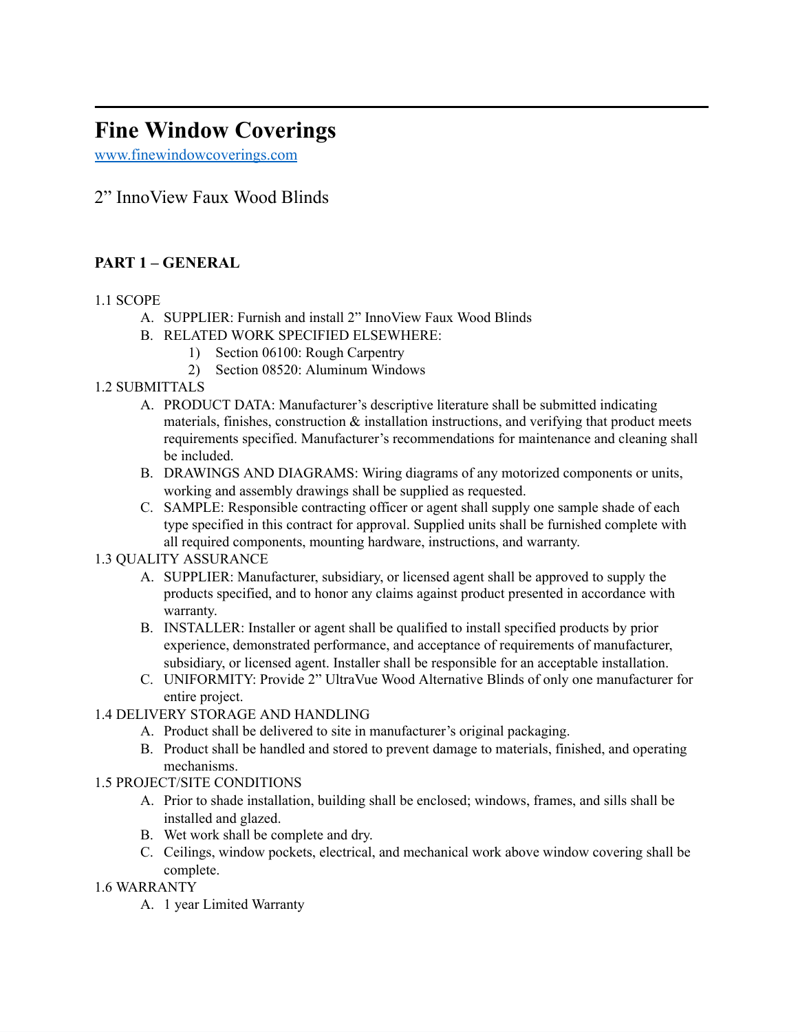# Fine Window Coverings

www.finewindowcoverings.com

## 2" InnoView Faux Wood Blinds

### PART 1 – GENERAL

1.1 SCOPE

A. SUPPLIER: Furnish and install 2" InnoView Faux Wood Blinds
B. RELATED WORK SPECIFIED ELSEWHERE:
  1) Section 06100: Rough Carpentry
  2) Section 08520: Aluminum Windows

1.2 SUBMITTALS

A. PRODUCT DATA: Manufacturer's descriptive literature shall be submitted indicating materials, finishes, construction & installation instructions, and verifying that product meets requirements specified. Manufacturer's recommendations for maintenance and cleaning shall be included.
B. DRAWINGS AND DIAGRAMS: Wiring diagrams of any motorized components or units, working and assembly drawings shall be supplied as requested.
C. SAMPLE: Responsible contracting officer or agent shall supply one sample shade of each type specified in this contract for approval. Supplied units shall be furnished complete with all required components, mounting hardware, instructions, and warranty.

1.3 QUALITY ASSURANCE

A. SUPPLIER: Manufacturer, subsidiary, or licensed agent shall be approved to supply the products specified, and to honor any claims against product presented in accordance with warranty.
B. INSTALLER: Installer or agent shall be qualified to install specified products by prior experience, demonstrated performance, and acceptance of requirements of manufacturer, subsidiary, or licensed agent. Installer shall be responsible for an acceptable installation.
C. UNIFORMITY: Provide 2" UltraVue Wood Alternative Blinds of only one manufacturer for entire project.

1.4 DELIVERY STORAGE AND HANDLING

A. Product shall be delivered to site in manufacturer's original packaging.
B. Product shall be handled and stored to prevent damage to materials, finished, and operating mechanisms.

1.5 PROJECT/SITE CONDITIONS

A. Prior to shade installation, building shall be enclosed; windows, frames, and sills shall be installed and glazed.
B. Wet work shall be complete and dry.
C. Ceilings, window pockets, electrical, and mechanical work above window covering shall be complete.

1.6 WARRANTY

A. 1 year Limited Warranty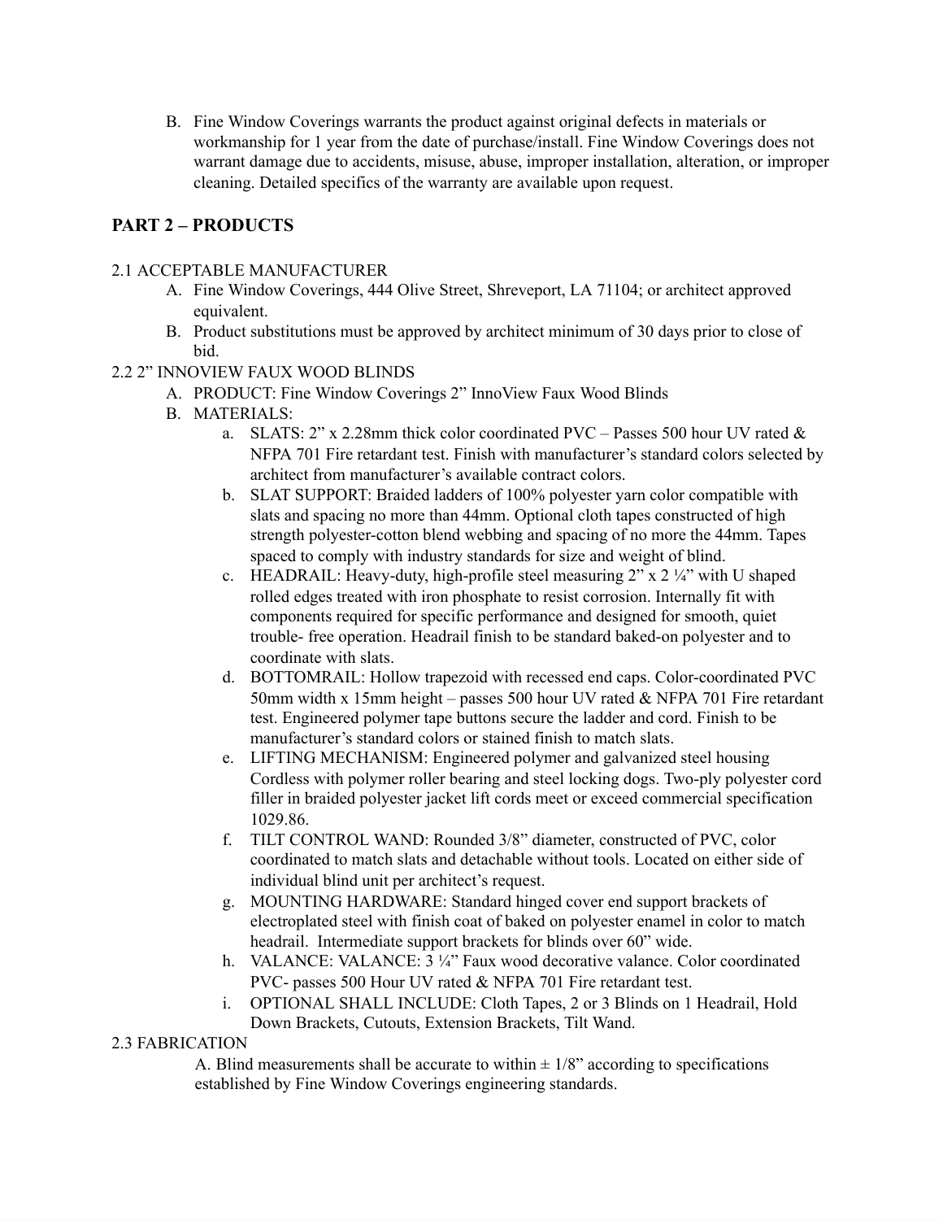B. Fine Window Coverings warrants the product against original defects in materials or workmanship for 1 year from the date of purchase/install. Fine Window Coverings does not warrant damage due to accidents, misuse, abuse, improper installation, alteration, or improper cleaning. Detailed specifics of the warranty are available upon request.

## PART 2 – PRODUCTS

2.1 ACCEPTABLE MANUFACTURER

A. Fine Window Coverings, 444 Olive Street, Shreveport, LA 71104; or architect approved equivalent.

B. Product substitutions must be approved by architect minimum of 30 days prior to close of bid.

2.2 2" INNOVIEW FAUX WOOD BLINDS

A. PRODUCT: Fine Window Coverings 2" InnoView Faux Wood Blinds

B. MATERIALS:

a. SLATS: 2" x 2.28mm thick color coordinated PVC – Passes 500 hour UV rated & NFPA 701 Fire retardant test. Finish with manufacturer's standard colors selected by architect from manufacturer's available contract colors.

b. SLAT SUPPORT: Braided ladders of 100% polyester yarn color compatible with slats and spacing no more than 44mm. Optional cloth tapes constructed of high strength polyester-cotton blend webbing and spacing of no more the 44mm. Tapes spaced to comply with industry standards for size and weight of blind.

c. HEADRAIL: Heavy-duty, high-profile steel measuring 2" x 2 ¼" with U shaped rolled edges treated with iron phosphate to resist corrosion. Internally fit with components required for specific performance and designed for smooth, quiet trouble- free operation. Headrail finish to be standard baked-on polyester and to coordinate with slats.

d. BOTTOMRAIL: Hollow trapezoid with recessed end caps. Color-coordinated PVC 50mm width x 15mm height – passes 500 hour UV rated & NFPA 701 Fire retardant test. Engineered polymer tape buttons secure the ladder and cord. Finish to be manufacturer's standard colors or stained finish to match slats.

e. LIFTING MECHANISM: Engineered polymer and galvanized steel housing Cordless with polymer roller bearing and steel locking dogs. Two-ply polyester cord filler in braided polyester jacket lift cords meet or exceed commercial specification 1029.86.

f. TILT CONTROL WAND: Rounded 3/8" diameter, constructed of PVC, color coordinated to match slats and detachable without tools. Located on either side of individual blind unit per architect's request.

g. MOUNTING HARDWARE: Standard hinged cover end support brackets of electroplated steel with finish coat of baked on polyester enamel in color to match headrail. Intermediate support brackets for blinds over 60" wide.

h. VALANCE: VALANCE: 3 ¼" Faux wood decorative valance. Color coordinated PVC- passes 500 Hour UV rated & NFPA 701 Fire retardant test.

i. OPTIONAL SHALL INCLUDE: Cloth Tapes, 2 or 3 Blinds on 1 Headrail, Hold Down Brackets, Cutouts, Extension Brackets, Tilt Wand.

2.3 FABRICATION

A. Blind measurements shall be accurate to within ± 1/8" according to specifications established by Fine Window Coverings engineering standards.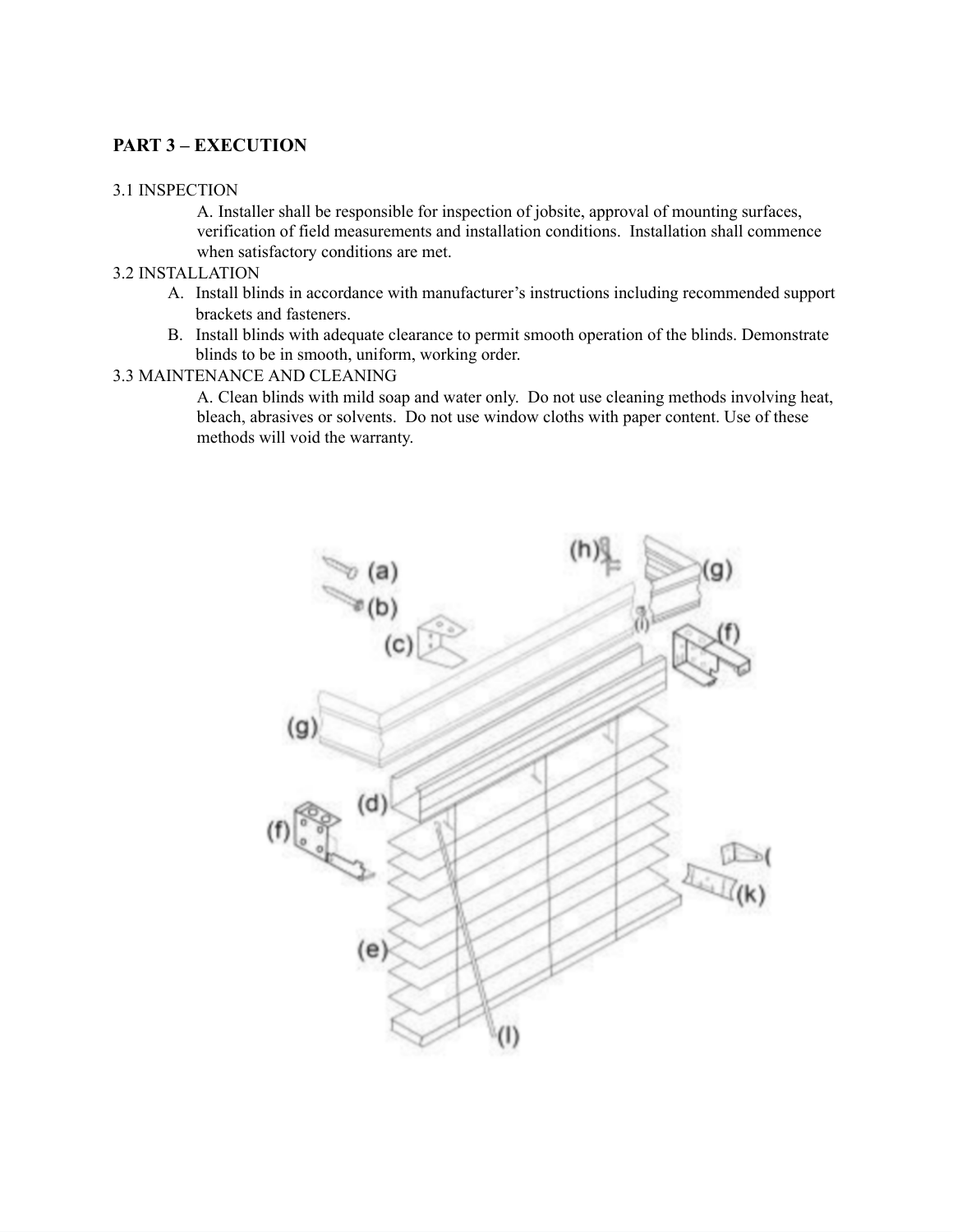## PART 3 – EXECUTION

3.1 INSPECTION

A. Installer shall be responsible for inspection of jobsite, approval of mounting surfaces, verification of field measurements and installation conditions. Installation shall commence when satisfactory conditions are met.

3.2 INSTALLATION

A. Install blinds in accordance with manufacturer's instructions including recommended support brackets and fasteners.

B. Install blinds with adequate clearance to permit smooth operation of the blinds. Demonstrate blinds to be in smooth, uniform, working order.

3.3 MAINTENANCE AND CLEANING

A. Clean blinds with mild soap and water only. Do not use cleaning methods involving heat, bleach, abrasives or solvents. Do not use window cloths with paper content. Use of these methods will void the warranty.